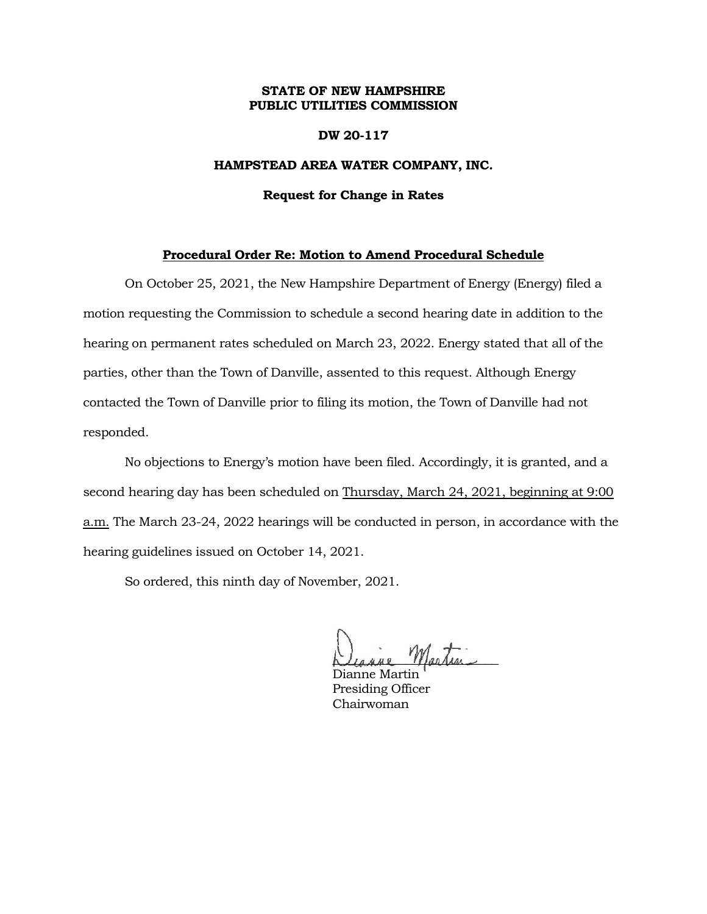**STATE OF NEW HAMPSHIRE**
**PUBLIC UTILITIES COMMISSION**

**DW 20-117**

**HAMPSTEAD AREA WATER COMPANY, INC.**

**Request for Change in Rates**

## Procedural Order Re: Motion to Amend Procedural Schedule

On October 25, 2021, the New Hampshire Department of Energy (Energy) filed a motion requesting the Commission to schedule a second hearing date in addition to the hearing on permanent rates scheduled on March 23, 2022. Energy stated that all of the parties, other than the Town of Danville, assented to this request. Although Energy contacted the Town of Danville prior to filing its motion, the Town of Danville had not responded.

No objections to Energy's motion have been filed. Accordingly, it is granted, and a second hearing day has been scheduled on Thursday, March 24, 2021, beginning at 9:00 a.m. The March 23-24, 2022 hearings will be conducted in person, in accordance with the hearing guidelines issued on October 14, 2021.

So ordered, this ninth day of November, 2021.

Dianne Martin
Presiding Officer
Chairwoman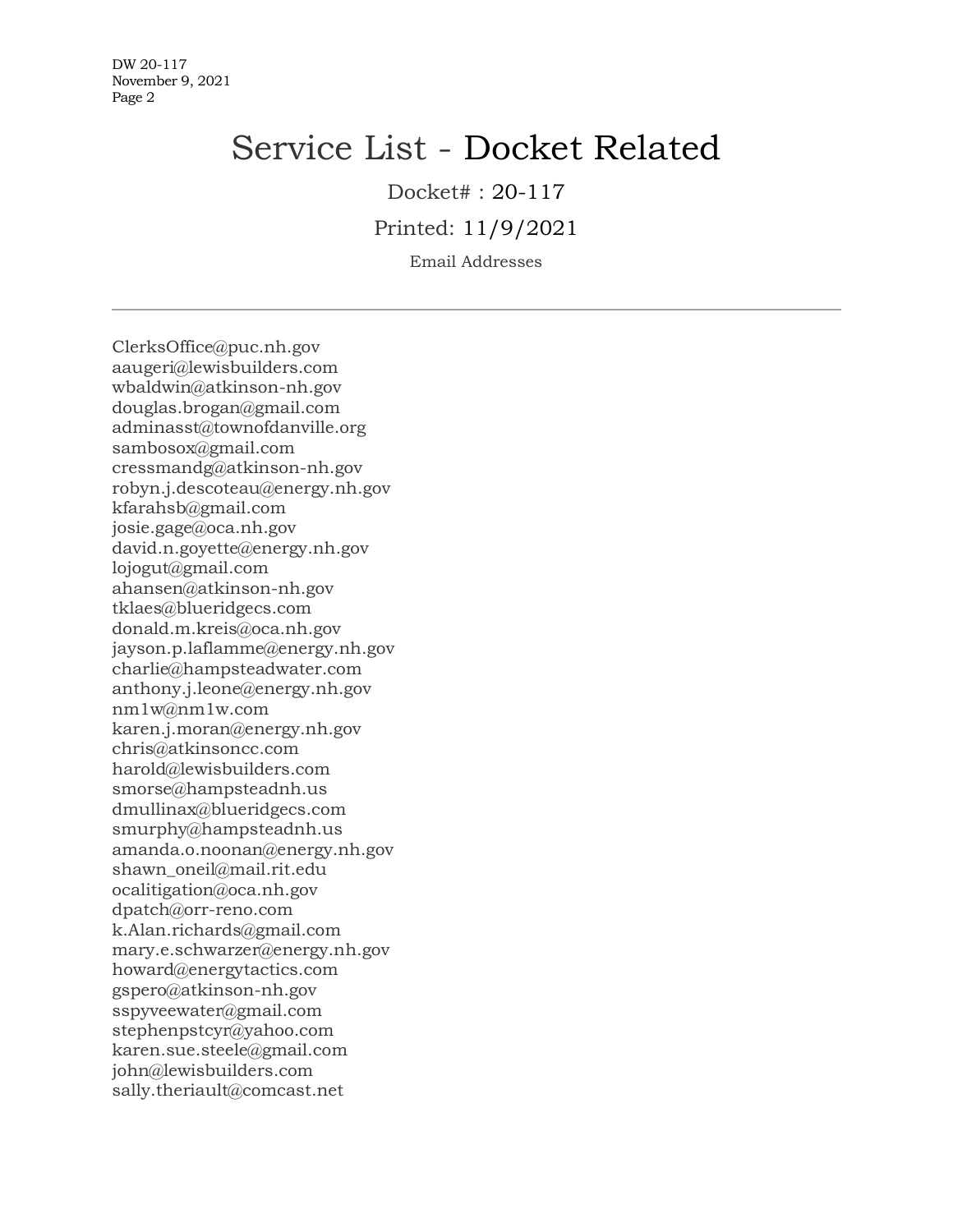# Service List - Docket Related

Docket# : 20-117

Printed: 11/9/2021

Email Addresses

---

ClerksOffice@puc.nh.gov
aaugeri@lewisbuilders.com
wbaldwin@atkinson-nh.gov
douglas.brogan@gmail.com
adminasst@townofdanville.org
sambosox@gmail.com
cressmandg@atkinson-nh.gov
robyn.j.descoteau@energy.nh.gov
kfarahsb@gmail.com
josie.gage@oca.nh.gov
david.n.goyette@energy.nh.gov
lojogut@gmail.com
ahansen@atkinson-nh.gov
tklaes@blueridgecs.com
donald.m.kreis@oca.nh.gov
jayson.p.laflamme@energy.nh.gov
charlie@hampsteadwater.com
anthony.j.leone@energy.nh.gov
nm1w@nm1w.com
karen.j.moran@energy.nh.gov
chris@atkinsoncc.com
harold@lewisbuilders.com
smorse@hampsteadnh.us
dmullinax@blueridgecs.com
smurphy@hampsteadnh.us
amanda.o.noonan@energy.nh.gov
shawn_oneil@mail.rit.edu
ocalitigation@oca.nh.gov
dpatch@orr-reno.com
k.Alan.richards@gmail.com
mary.e.schwarzer@energy.nh.gov
howard@energytactics.com
gspero@atkinson-nh.gov
sspyveewater@gmail.com
stephenpstcyr@yahoo.com
karen.sue.steele@gmail.com
john@lewisbuilders.com
sally.theriault@comcast.net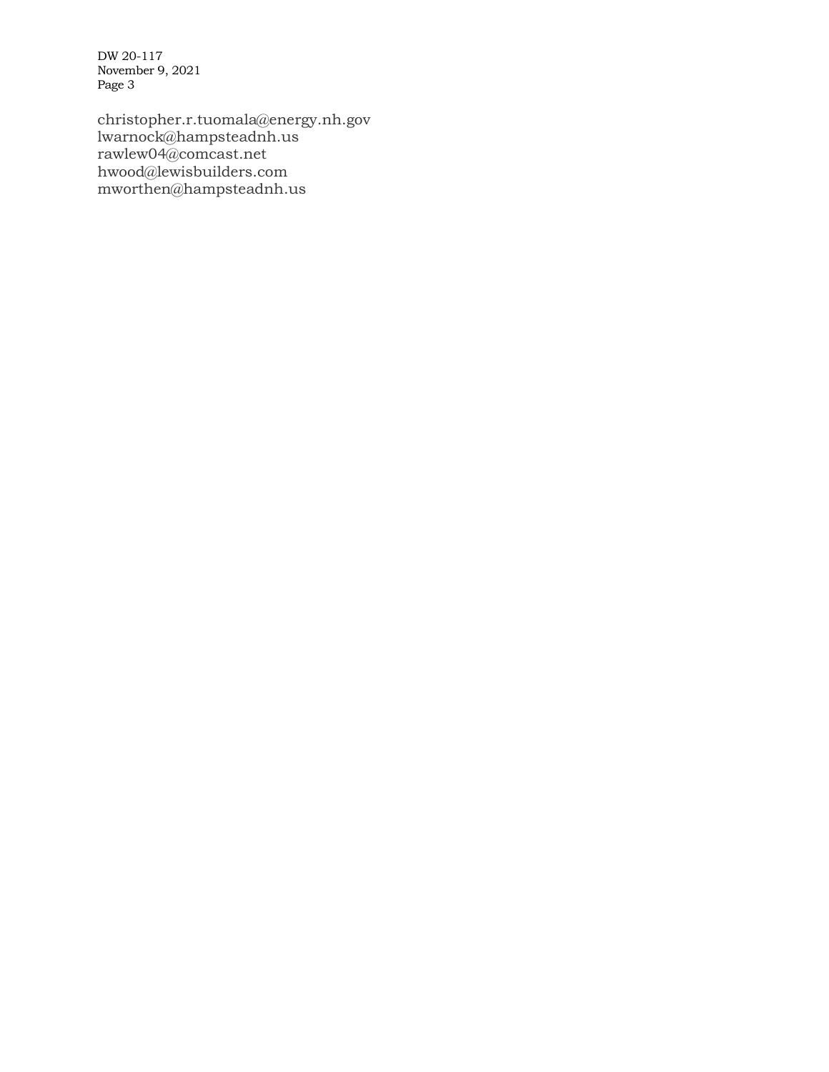christopher.r.tuomala@energy.nh.gov
lwarnock@hampsteadnh.us
rawlew04@comcast.net
hwood@lewisbuilders.com
mworthen@hampsteadnh.us